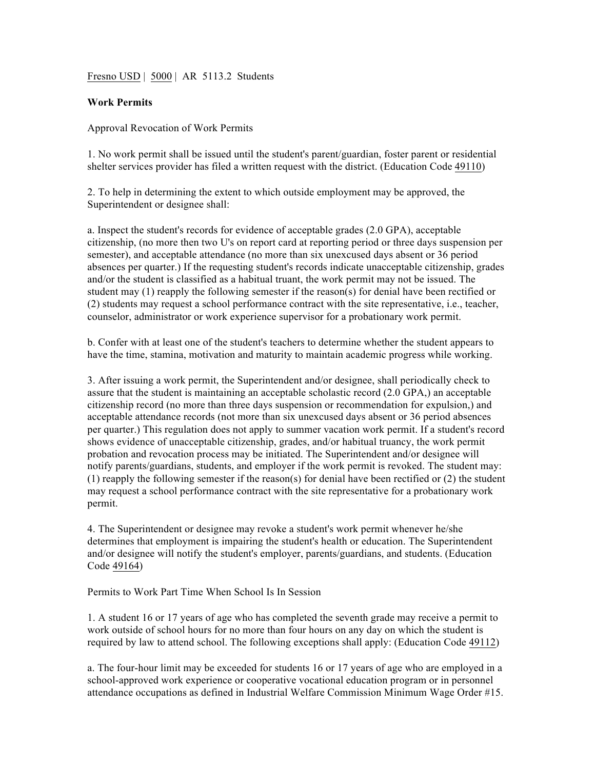Fresno USD | 5000 | AR 5113.2 Students

**Work Permits**

Approval Revocation of Work Permits

1. No work permit shall be issued until the student's parent/guardian, foster parent or residential shelter services provider has filed a written request with the district. (Education Code 49110)

2. To help in determining the extent to which outside employment may be approved, the Superintendent or designee shall:

a. Inspect the student's records for evidence of acceptable grades (2.0 GPA), acceptable citizenship, (no more then two U's on report card at reporting period or three days suspension per semester), and acceptable attendance (no more than six unexcused days absent or 36 period absences per quarter.) If the requesting student's records indicate unacceptable citizenship, grades and/or the student is classified as a habitual truant, the work permit may not be issued. The student may (1) reapply the following semester if the reason(s) for denial have been rectified or (2) students may request a school performance contract with the site representative, i.e., teacher, counselor, administrator or work experience supervisor for a probationary work permit.

b. Confer with at least one of the student's teachers to determine whether the student appears to have the time, stamina, motivation and maturity to maintain academic progress while working.

3. After issuing a work permit, the Superintendent and/or designee, shall periodically check to assure that the student is maintaining an acceptable scholastic record (2.0 GPA,) an acceptable citizenship record (no more than three days suspension or recommendation for expulsion,) and acceptable attendance records (not more than six unexcused days absent or 36 period absences per quarter.) This regulation does not apply to summer vacation work permit. If a student's record shows evidence of unacceptable citizenship, grades, and/or habitual truancy, the work permit probation and revocation process may be initiated. The Superintendent and/or designee will notify parents/guardians, students, and employer if the work permit is revoked. The student may: (1) reapply the following semester if the reason(s) for denial have been rectified or (2) the student may request a school performance contract with the site representative for a probationary work permit.

4. The Superintendent or designee may revoke a student's work permit whenever he/she determines that employment is impairing the student's health or education. The Superintendent and/or designee will notify the student's employer, parents/guardians, and students. (Education Code 49164)

Permits to Work Part Time When School Is In Session

1. A student 16 or 17 years of age who has completed the seventh grade may receive a permit to work outside of school hours for no more than four hours on any day on which the student is required by law to attend school. The following exceptions shall apply: (Education Code 49112)

a. The four-hour limit may be exceeded for students 16 or 17 years of age who are employed in a school-approved work experience or cooperative vocational education program or in personnel attendance occupations as defined in Industrial Welfare Commission Minimum Wage Order #15.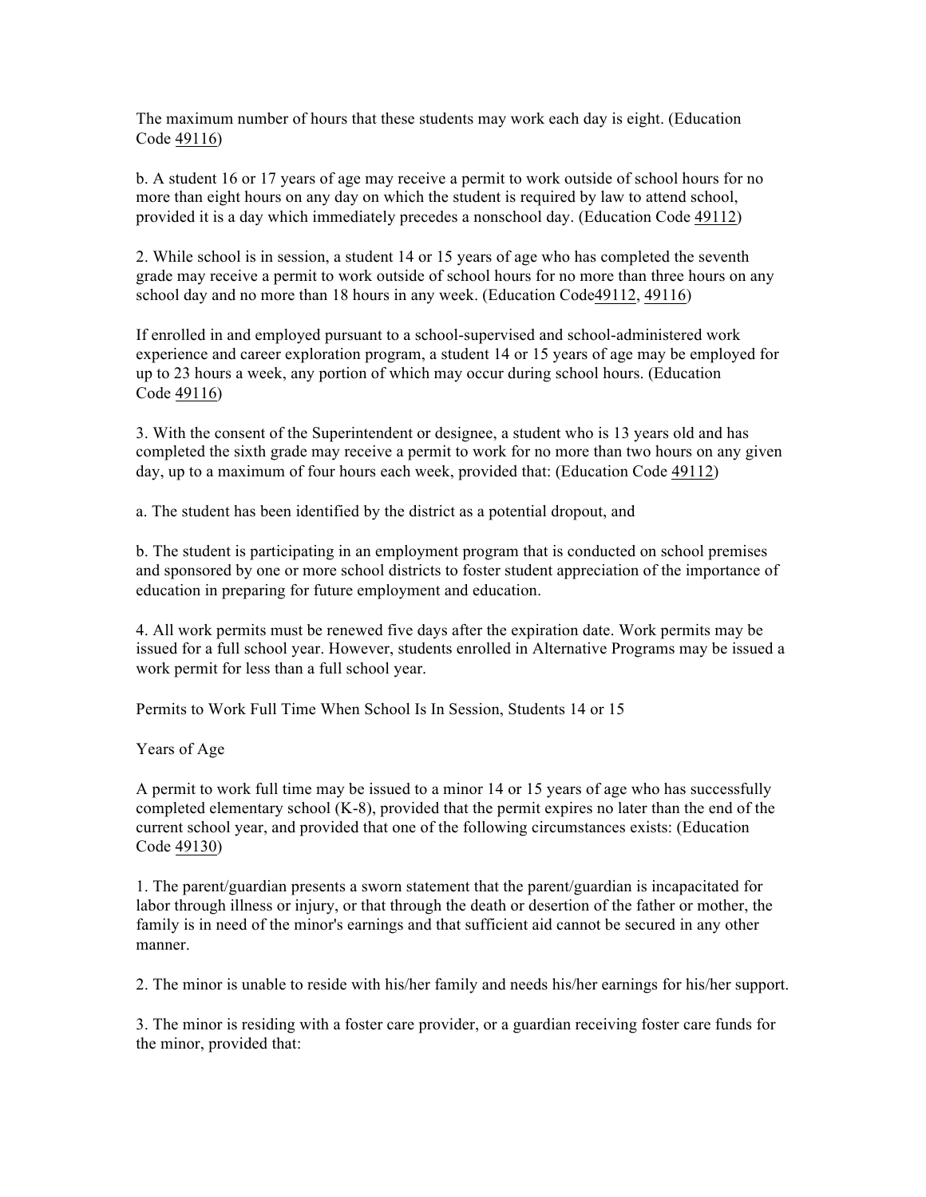The maximum number of hours that these students may work each day is eight. (Education Code 49116)

b. A student 16 or 17 years of age may receive a permit to work outside of school hours for no more than eight hours on any day on which the student is required by law to attend school, provided it is a day which immediately precedes a nonschool day. (Education Code 49112)

2. While school is in session, a student 14 or 15 years of age who has completed the seventh grade may receive a permit to work outside of school hours for no more than three hours on any school day and no more than 18 hours in any week. (Education Code49112, 49116)

If enrolled in and employed pursuant to a school-supervised and school-administered work experience and career exploration program, a student 14 or 15 years of age may be employed for up to 23 hours a week, any portion of which may occur during school hours. (Education Code 49116)

3. With the consent of the Superintendent or designee, a student who is 13 years old and has completed the sixth grade may receive a permit to work for no more than two hours on any given day, up to a maximum of four hours each week, provided that: (Education Code 49112)

a. The student has been identified by the district as a potential dropout, and

b. The student is participating in an employment program that is conducted on school premises and sponsored by one or more school districts to foster student appreciation of the importance of education in preparing for future employment and education.

4. All work permits must be renewed five days after the expiration date. Work permits may be issued for a full school year. However, students enrolled in Alternative Programs may be issued a work permit for less than a full school year.

Permits to Work Full Time When School Is In Session, Students 14 or 15

Years of Age

A permit to work full time may be issued to a minor 14 or 15 years of age who has successfully completed elementary school (K-8), provided that the permit expires no later than the end of the current school year, and provided that one of the following circumstances exists: (Education Code 49130)

1. The parent/guardian presents a sworn statement that the parent/guardian is incapacitated for labor through illness or injury, or that through the death or desertion of the father or mother, the family is in need of the minor's earnings and that sufficient aid cannot be secured in any other manner.

2. The minor is unable to reside with his/her family and needs his/her earnings for his/her support.

3. The minor is residing with a foster care provider, or a guardian receiving foster care funds for the minor, provided that: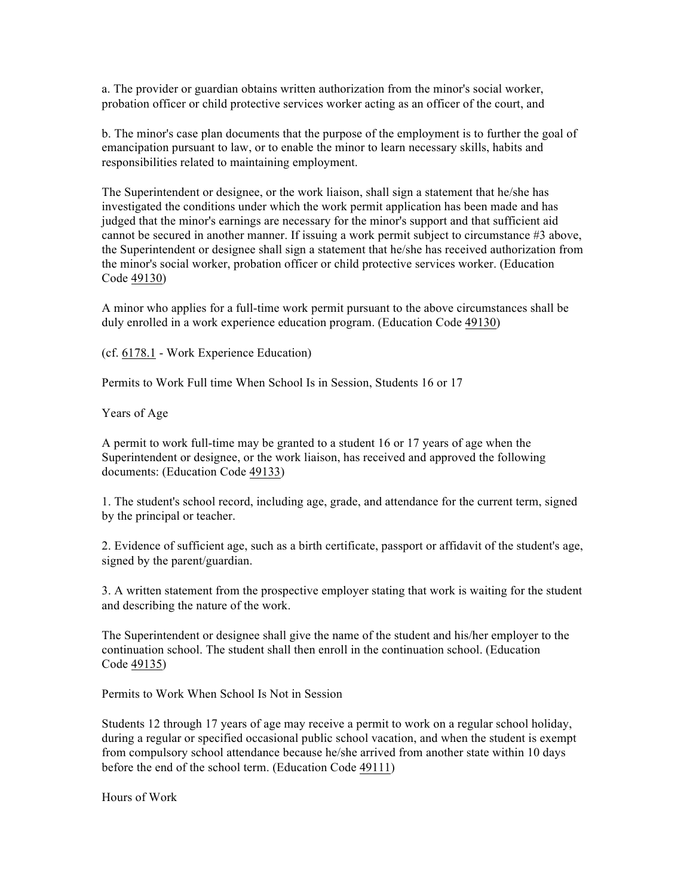a. The provider or guardian obtains written authorization from the minor's social worker, probation officer or child protective services worker acting as an officer of the court, and

b. The minor's case plan documents that the purpose of the employment is to further the goal of emancipation pursuant to law, or to enable the minor to learn necessary skills, habits and responsibilities related to maintaining employment.

The Superintendent or designee, or the work liaison, shall sign a statement that he/she has investigated the conditions under which the work permit application has been made and has judged that the minor's earnings are necessary for the minor's support and that sufficient aid cannot be secured in another manner. If issuing a work permit subject to circumstance #3 above, the Superintendent or designee shall sign a statement that he/she has received authorization from the minor's social worker, probation officer or child protective services worker. (Education Code 49130)

A minor who applies for a full-time work permit pursuant to the above circumstances shall be duly enrolled in a work experience education program. (Education Code 49130)

(cf. 6178.1 - Work Experience Education)

Permits to Work Full time When School Is in Session, Students 16 or 17

Years of Age

A permit to work full-time may be granted to a student 16 or 17 years of age when the Superintendent or designee, or the work liaison, has received and approved the following documents: (Education Code 49133)

1. The student's school record, including age, grade, and attendance for the current term, signed by the principal or teacher.

2. Evidence of sufficient age, such as a birth certificate, passport or affidavit of the student's age, signed by the parent/guardian.

3. A written statement from the prospective employer stating that work is waiting for the student and describing the nature of the work.

The Superintendent or designee shall give the name of the student and his/her employer to the continuation school. The student shall then enroll in the continuation school. (Education Code 49135)

Permits to Work When School Is Not in Session

Students 12 through 17 years of age may receive a permit to work on a regular school holiday, during a regular or specified occasional public school vacation, and when the student is exempt from compulsory school attendance because he/she arrived from another state within 10 days before the end of the school term. (Education Code 49111)

Hours of Work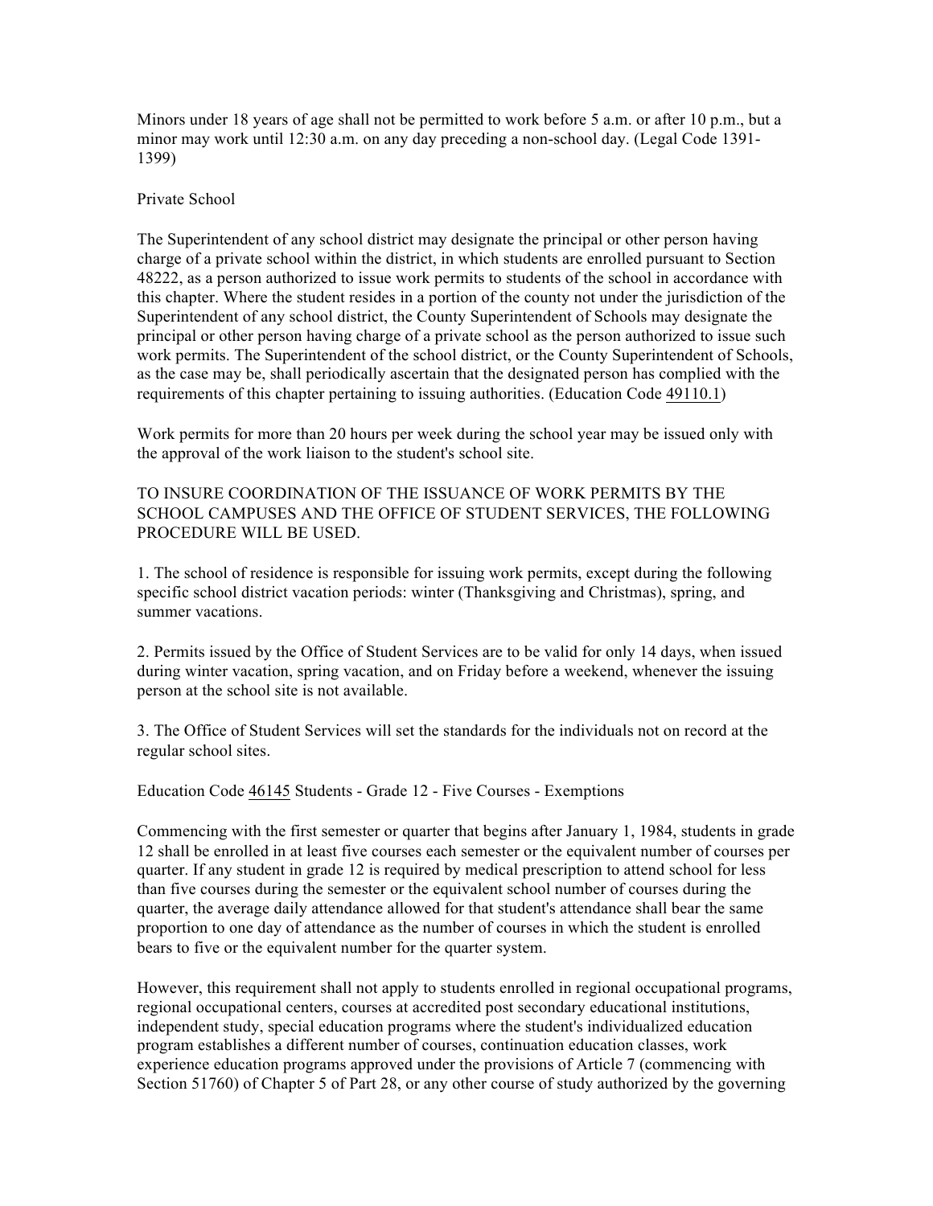Minors under 18 years of age shall not be permitted to work before 5 a.m. or after 10 p.m., but a minor may work until 12:30 a.m. on any day preceding a non-school day. (Legal Code 1391-1399)

Private School

The Superintendent of any school district may designate the principal or other person having charge of a private school within the district, in which students are enrolled pursuant to Section 48222, as a person authorized to issue work permits to students of the school in accordance with this chapter. Where the student resides in a portion of the county not under the jurisdiction of the Superintendent of any school district, the County Superintendent of Schools may designate the principal or other person having charge of a private school as the person authorized to issue such work permits. The Superintendent of the school district, or the County Superintendent of Schools, as the case may be, shall periodically ascertain that the designated person has complied with the requirements of this chapter pertaining to issuing authorities. (Education Code 49110.1)

Work permits for more than 20 hours per week during the school year may be issued only with the approval of the work liaison to the student's school site.

TO INSURE COORDINATION OF THE ISSUANCE OF WORK PERMITS BY THE SCHOOL CAMPUSES AND THE OFFICE OF STUDENT SERVICES, THE FOLLOWING PROCEDURE WILL BE USED.

1. The school of residence is responsible for issuing work permits, except during the following specific school district vacation periods: winter (Thanksgiving and Christmas), spring, and summer vacations.

2. Permits issued by the Office of Student Services are to be valid for only 14 days, when issued during winter vacation, spring vacation, and on Friday before a weekend, whenever the issuing person at the school site is not available.

3. The Office of Student Services will set the standards for the individuals not on record at the regular school sites.

Education Code 46145 Students - Grade 12 - Five Courses - Exemptions

Commencing with the first semester or quarter that begins after January 1, 1984, students in grade 12 shall be enrolled in at least five courses each semester or the equivalent number of courses per quarter. If any student in grade 12 is required by medical prescription to attend school for less than five courses during the semester or the equivalent school number of courses during the quarter, the average daily attendance allowed for that student's attendance shall bear the same proportion to one day of attendance as the number of courses in which the student is enrolled bears to five or the equivalent number for the quarter system.

However, this requirement shall not apply to students enrolled in regional occupational programs, regional occupational centers, courses at accredited post secondary educational institutions, independent study, special education programs where the student's individualized education program establishes a different number of courses, continuation education classes, work experience education programs approved under the provisions of Article 7 (commencing with Section 51760) of Chapter 5 of Part 28, or any other course of study authorized by the governing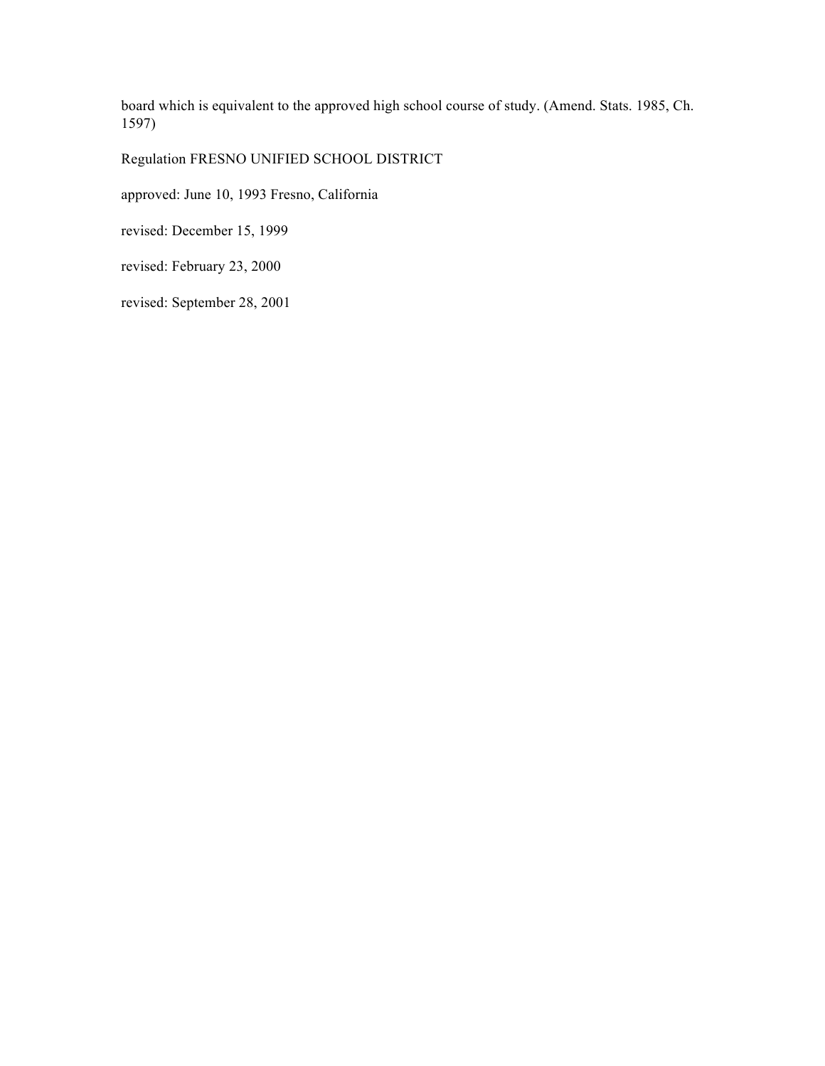board which is equivalent to the approved high school course of study. (Amend. Stats. 1985, Ch. 1597)

Regulation FRESNO UNIFIED SCHOOL DISTRICT

approved: June 10, 1993 Fresno, California

revised: December 15, 1999

revised: February 23, 2000

revised: September 28, 2001